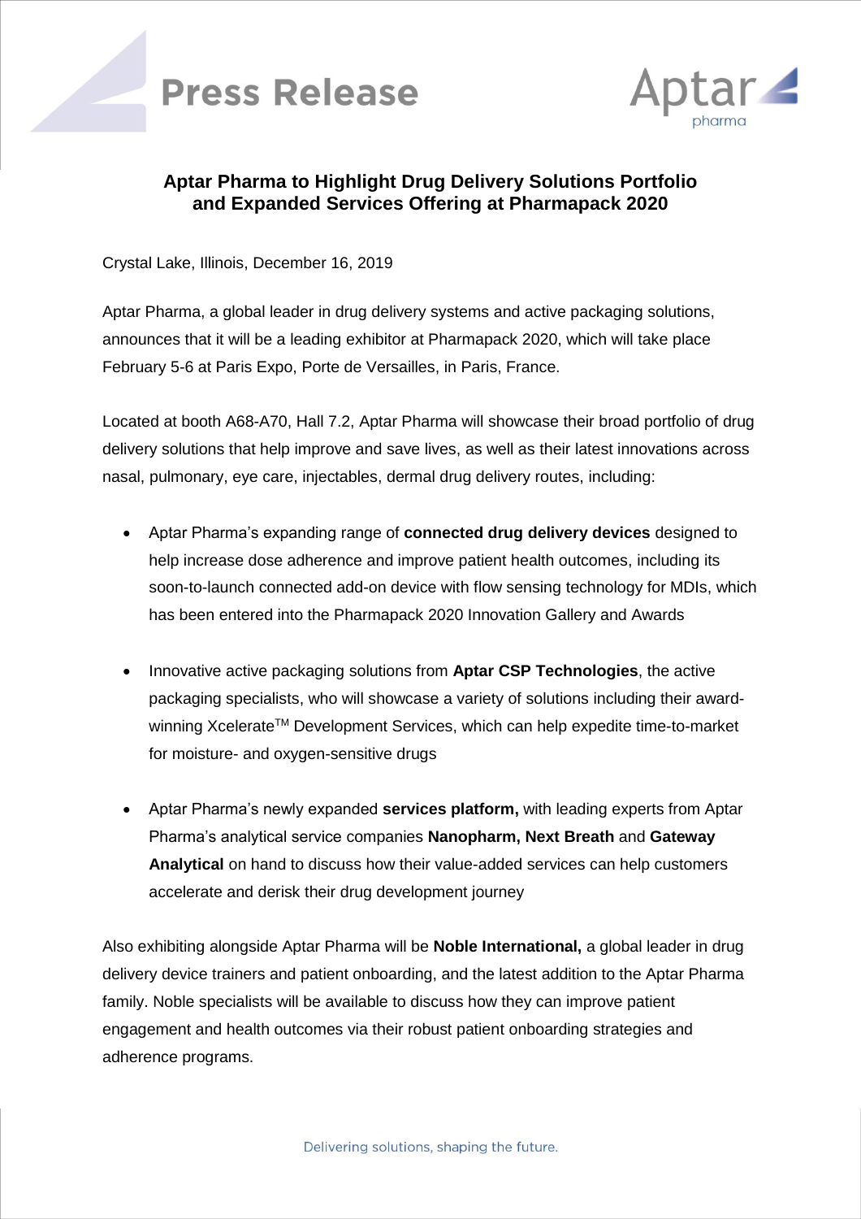# Press Release

# Aptar Pharma to Highlight Drug Delivery Solutions Portfolio and Expanded Services Offering at Pharmapack 2020

Crystal Lake, Illinois, December 16, 2019

Aptar Pharma, a global leader in drug delivery systems and active packaging solutions, announces that it will be a leading exhibitor at Pharmapack 2020, which will take place February 5-6 at Paris Expo, Porte de Versailles, in Paris, France.

Located at booth A68-A70, Hall 7.2, Aptar Pharma will showcase their broad portfolio of drug delivery solutions that help improve and save lives, as well as their latest innovations across nasal, pulmonary, eye care, injectables, dermal drug delivery routes, including:

- Aptar Pharma's expanding range of **connected drug delivery devices** designed to help increase dose adherence and improve patient health outcomes, including its soon-to-launch connected add-on device with flow sensing technology for MDIs, which has been entered into the Pharmapack 2020 Innovation Gallery and Awards
- Innovative active packaging solutions from **Aptar CSP Technologies**, the active packaging specialists, who will showcase a variety of solutions including their award-winning Xcelerate™ Development Services, which can help expedite time-to-market for moisture- and oxygen-sensitive drugs
- Aptar Pharma's newly expanded **services platform,** with leading experts from Aptar Pharma's analytical service companies **Nanopharm, Next Breath** and **Gateway Analytical** on hand to discuss how their value-added services can help customers accelerate and derisk their drug development journey

Also exhibiting alongside Aptar Pharma will be **Noble International,** a global leader in drug delivery device trainers and patient onboarding, and the latest addition to the Aptar Pharma family. Noble specialists will be available to discuss how they can improve patient engagement and health outcomes via their robust patient onboarding strategies and adherence programs.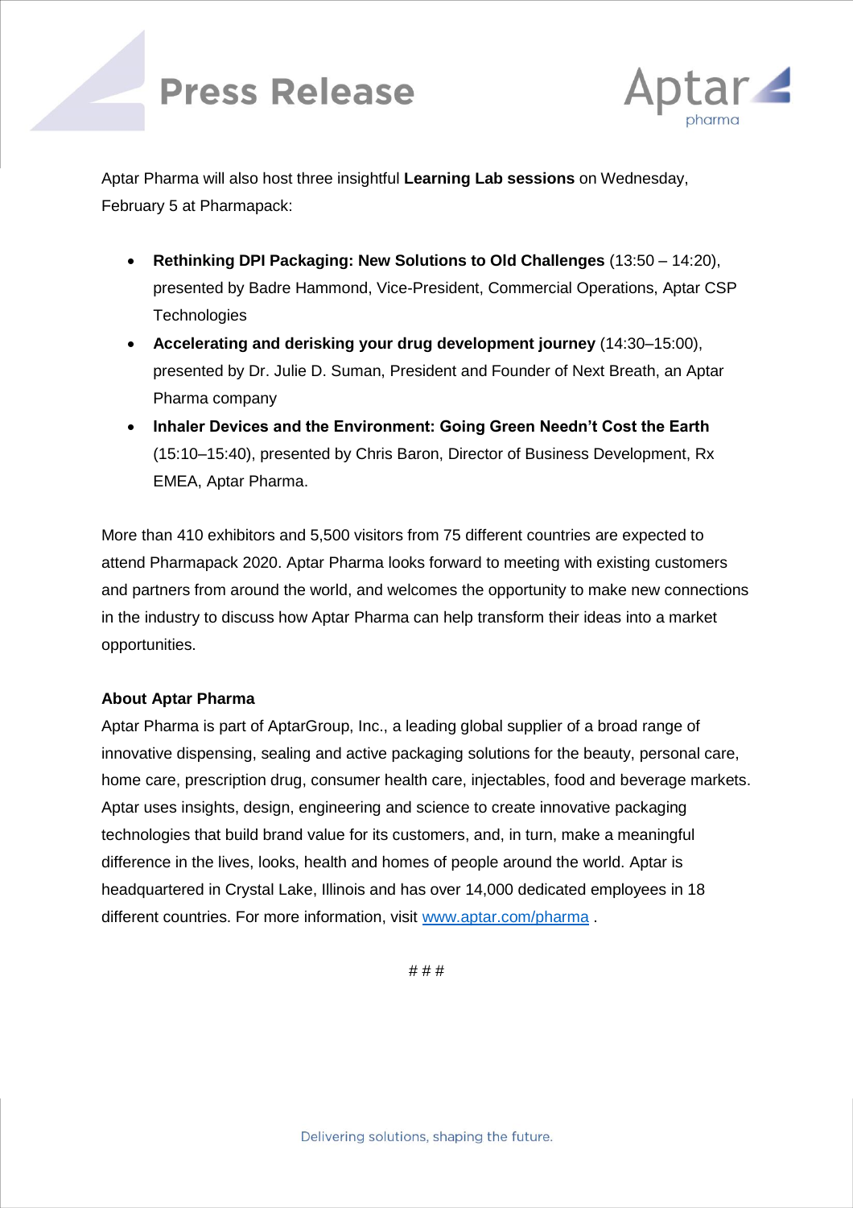Aptar Pharma will also host three insightful **Learning Lab sessions** on Wednesday, February 5 at Pharmapack:

- **Rethinking DPI Packaging: New Solutions to Old Challenges** (13:50 – 14:20), presented by Badre Hammond, Vice-President, Commercial Operations, Aptar CSP Technologies
- **Accelerating and derisking your drug development journey** (14:30–15:00), presented by Dr. Julie D. Suman, President and Founder of Next Breath, an Aptar Pharma company
- **Inhaler Devices and the Environment: Going Green Needn't Cost the Earth** (15:10–15:40), presented by Chris Baron, Director of Business Development, Rx EMEA, Aptar Pharma.

More than 410 exhibitors and 5,500 visitors from 75 different countries are expected to attend Pharmapack 2020. Aptar Pharma looks forward to meeting with existing customers and partners from around the world, and welcomes the opportunity to make new connections in the industry to discuss how Aptar Pharma can help transform their ideas into a market opportunities.

**About Aptar Pharma**

Aptar Pharma is part of AptarGroup, Inc., a leading global supplier of a broad range of innovative dispensing, sealing and active packaging solutions for the beauty, personal care, home care, prescription drug, consumer health care, injectables, food and beverage markets. Aptar uses insights, design, engineering and science to create innovative packaging technologies that build brand value for its customers, and, in turn, make a meaningful difference in the lives, looks, health and homes of people around the world. Aptar is headquartered in Crystal Lake, Illinois and has over 14,000 dedicated employees in 18 different countries. For more information, visit www.aptar.com/pharma .

# # #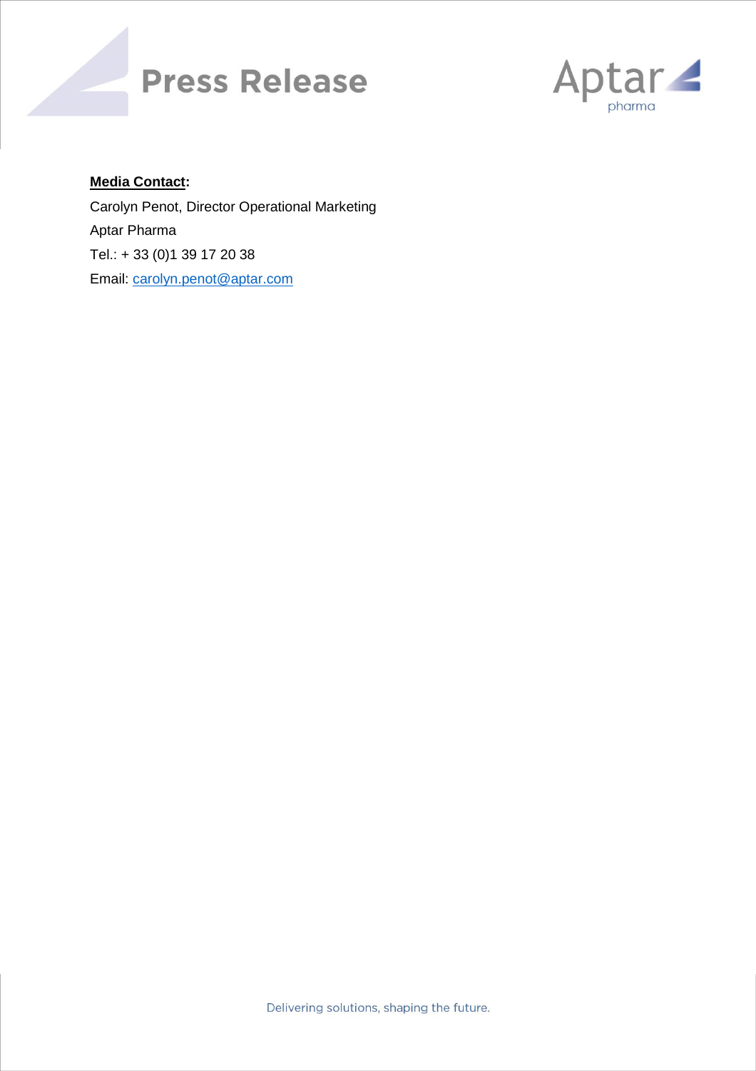**Media Contact:**

Carolyn Penot, Director Operational Marketing

Aptar Pharma

Tel.: + 33 (0)1 39 17 20 38

Email: carolyn.penot@aptar.com